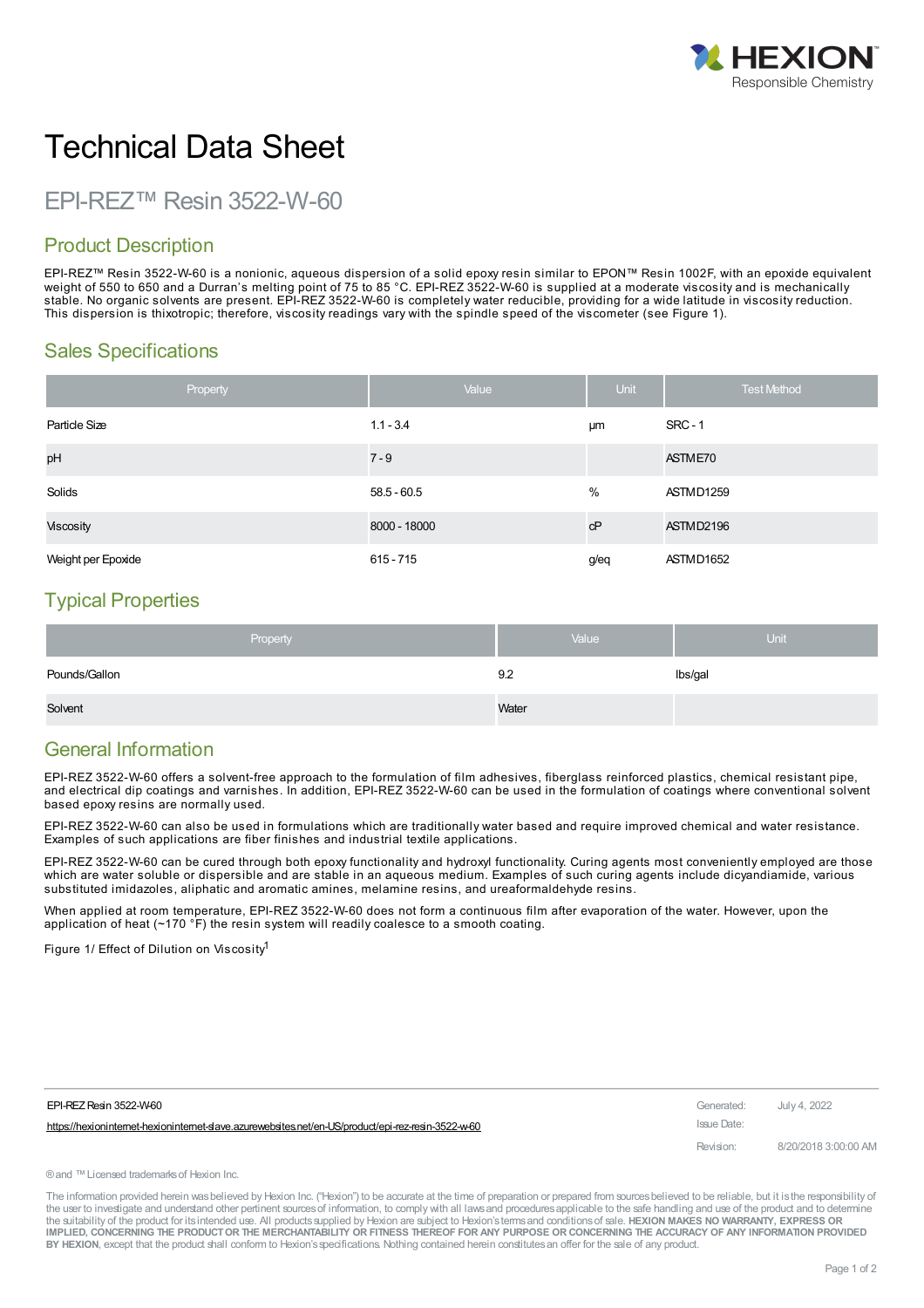# Technical Data Sheet

## EPI-REZ™ Resin 3522-W-60

## Product Description

EPI-REZ™ Resin 3522-W-60 is a nonionic, aqueous dispersion of a solid epoxy resin similar to EPON™ Resin 1002F, with an epoxide equivalent weight of 550 to 650 and a Durran's melting point of 75 to 85 °C. EPI-REZ 3522-W-60 is supplied at a moderate viscosity and is mechanically stable. No organic solvents are present. EPI-REZ 3522-W-60 is completely water reducible, providing for a wide latitude in viscosity reduction. This dispersion is thixotropic; therefore, viscosity readings vary with the spindle speed of the viscometer (see Figure 1).

## Sales Specifications

| Property | Value | Unit | Test Method |
|---|---|---|---|
| Particle Size | 1.1 - 3.4 | µm | SRC - 1 |
| pH | 7 - 9 | | ASTM E70 |
| Solids | 58.5 - 60.5 | % | ASTM D1259 |
| Viscosity | 8000 - 18000 | cP | ASTM D2196 |
| Weight per Epoxide | 615 - 715 | g/eq | ASTM D1652 |

## Typical Properties

| Property | Value | Unit |
|---|---|---|
| Pounds/Gallon | 9.2 | lbs/gal |
| Solvent | Water | |

## General Information

EPI-REZ 3522-W-60 offers a solvent-free approach to the formulation of film adhesives, fiberglass reinforced plastics, chemical resistant pipe, and electrical dip coatings and varnishes. In addition, EPI-REZ 3522-W-60 can be used in the formulation of coatings where conventional solvent based epoxy resins are normally used.

EPI-REZ 3522-W-60 can also be used in formulations which are traditionally water based and require improved chemical and water resistance. Examples of such applications are fiber finishes and industrial textile applications.

EPI-REZ 3522-W-60 can be cured through both epoxy functionality and hydroxyl functionality. Curing agents most conveniently employed are those which are water soluble or dispersible and are stable in an aqueous medium. Examples of such curing agents include dicyandiamide, various substituted imidazoles, aliphatic and aromatic amines, melamine resins, and ureaformaldehyde resins.

When applied at room temperature, EPI-REZ 3522-W-60 does not form a continuous film after evaporation of the water. However, upon the application of heat (~170 °F) the resin system will readily coalesce to a smooth coating.

Figure 1/ Effect of Dilution on Viscosity[1]

EPI-REZ Resin 3522-W-60

https://hexioninternet-hexioninternet-slave.azurewebsites.net/en-US/product/epi-rez-resin-3522-w-60

Generated: July 4, 2022

Issue Date:

Revision: 8/20/2018 3:00:00 AM

® and ™ Licensed trademarks of Hexion Inc.

The information provided herein was believed by Hexion Inc. ("Hexion") to be accurate at the time of preparation or prepared from sources believed to be reliable, but it is the responsibility of the user to investigate and understand other pertinent sources of information, to comply with all laws and procedures applicable to the safe handling and use of the product and to determine the suitability of the product for its intended use. All products supplied by Hexion are subject to Hexion's terms and conditions of sale. **HEXION MAKES NO WARRANTY, EXPRESS OR IMPLIED, CONCERNING THE PRODUCT OR THE MERCHANTABILITY OR FITNESS THEREOF FOR ANY PURPOSE OR CONCERNING THE ACCURACY OF ANY INFORMATION PROVIDED BY HEXION**, except that the product shall conform to Hexion's specifications. Nothing contained herein constitutes an offer for the sale of any product.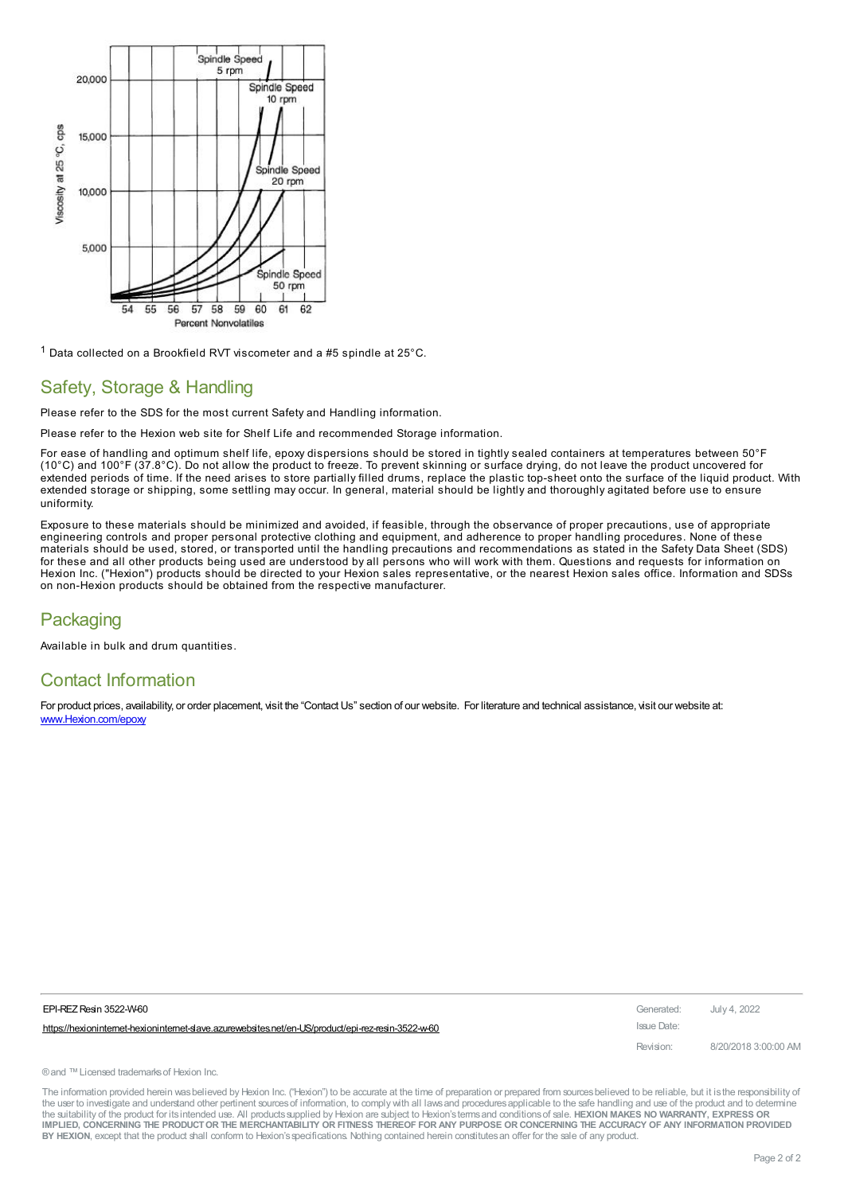Spindle Speed 5 rpm
Spindle Speed 10 rpm
Spindle Speed 20 rpm
Spindle Speed 50 rpm
Viscosity at 25 °C, cps
20,000
15,000
10,000
5,000
54 55 56 57 58 59 60 61 62
Percent Nonvolatiles

[1] Data collected on a Brookfield RVT viscometer and a #5 spindle at 25°C.

## Safety, Storage & Handling

Please refer to the SDS for the most current Safety and Handling information.

Please refer to the Hexion web site for Shelf Life and recommended Storage information.

For ease of handling and optimum shelf life, epoxy dispersions should be stored in tightly sealed containers at temperatures between 50°F (10°C) and 100°F (37.8°C). Do not allow the product to freeze. To prevent skinning or surface drying, do not leave the product uncovered for extended periods of time. If the need arises to store partially filled drums, replace the plastic top-sheet onto the surface of the liquid product. With extended storage or shipping, some settling may occur. In general, material should be lightly and thoroughly agitated before use to ensure uniformity.

Exposure to these materials should be minimized and avoided, if feasible, through the observance of proper precautions, use of appropriate engineering controls and proper personal protective clothing and equipment, and adherence to proper handling procedures. None of these materials should be used, stored, or transported until the handling precautions and recommendations as stated in the Safety Data Sheet (SDS) for these and all other products being used are understood by all persons who will work with them. Questions and requests for information on Hexion Inc. ("Hexion") products should be directed to your Hexion sales representative, or the nearest Hexion sales office. Information and SDSs on non-Hexion products should be obtained from the respective manufacturer.

## Packaging

Available in bulk and drum quantities.

## Contact Information

For product prices, availability, or order placement, visit the "Contact Us" section of our website. For literature and technical assistance, visit our website at: www.Hexion.com/epoxy

EPI-REZ Resin 3522-W-60

https://hexioninternet-hexioninternet-slave.azurewebsites.net/en-US/product/epi-rez-resin-3522-w-60

| | |
|---|---|
| Generated: | July 4, 2022 |
| Issue Date: | |
| Revision: | 8/20/2018 3:00:00 AM |

® and ™ Licensed trademarks of Hexion Inc.

The information provided herein was believed by Hexion Inc. ("Hexion") to be accurate at the time of preparation or prepared from sources believed to be reliable, but it is the responsibility of the user to investigate and understand other pertinent sources of information, to comply with all laws and procedures applicable to the safe handling and use of the product and to determine the suitability of the product for its intended use. All products supplied by Hexion are subject to Hexion's terms and conditions of sale. **HEXION MAKES NO WARRANTY, EXPRESS OR IMPLIED, CONCERNING THE PRODUCT OR THE MERCHANTABILITY OR FITNESS THEREOF FOR ANY PURPOSE OR CONCERNING THE ACCURACY OF ANY INFORMATION PROVIDED BY HEXION**, except that the product shall conform to Hexion's specifications. Nothing contained herein constitutes an offer for the sale of any product.